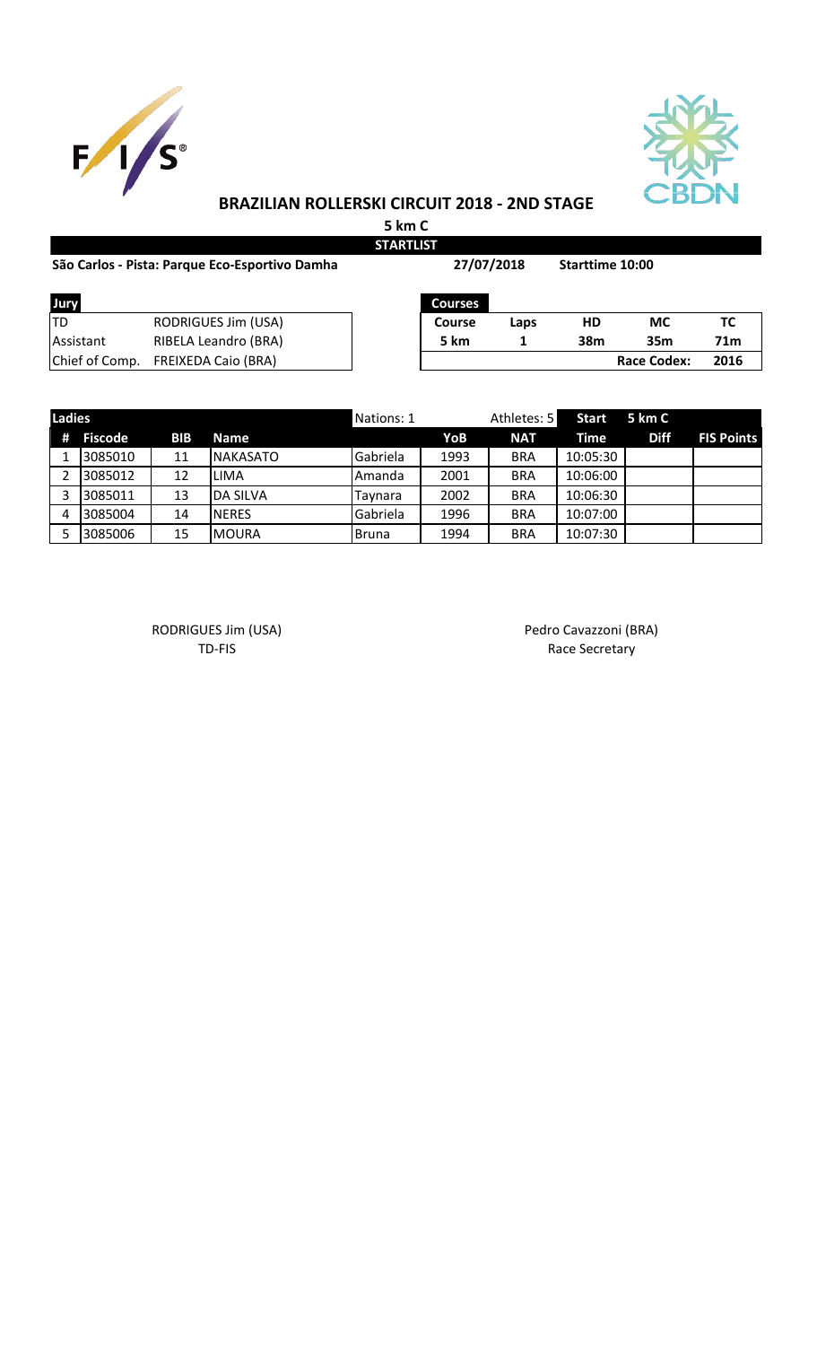# BRAZILIAN ROLLERSKI CIRCUIT 2018 - 2ND STAGE

**5 km C**

**STARTLIST**

**São Carlos - Pista: Parque Eco-Esportivo Damha** **27/07/2018** **Starttime 10:00**

| Jury | |
|---|---|
| TD | RODRIGUES Jim (USA) |
| Assistant | RIBELA Leandro (BRA) |
| Chief of Comp. | FREIXEDA Caio (BRA) |

| Courses | | | | |
|---|---|---|---|---|
| **Course** | **Laps** | **HD** | **MC** | **TC** |
| **5 km** | **1** | **38m** | **35m** | **71m** |
| | | | **Race Codex:** | **2016** |

| Ladies | | | | Nations: 1 | | Athletes: 5 | Start | 5 km C | |
|---|---|---|---|---|---|---|---|---|---|
| **#** | **Fiscode** | **BIB** | **Name** | | **YoB** | **NAT** | **Time** | **Diff** | **FIS Points** |
| 1 | 3085010 | 11 | NAKASATO | Gabriela | 1993 | BRA | 10:05:30 | | |
| 2 | 3085012 | 12 | LIMA | Amanda | 2001 | BRA | 10:06:00 | | |
| 3 | 3085011 | 13 | DA SILVA | Taynara | 2002 | BRA | 10:06:30 | | |
| 4 | 3085004 | 14 | NERES | Gabriela | 1996 | BRA | 10:07:00 | | |
| 5 | 3085006 | 15 | MOURA | Bruna | 1994 | BRA | 10:07:30 | | |

RODRIGUES Jim (USA)
TD-FIS

Pedro Cavazzoni (BRA)
Race Secretary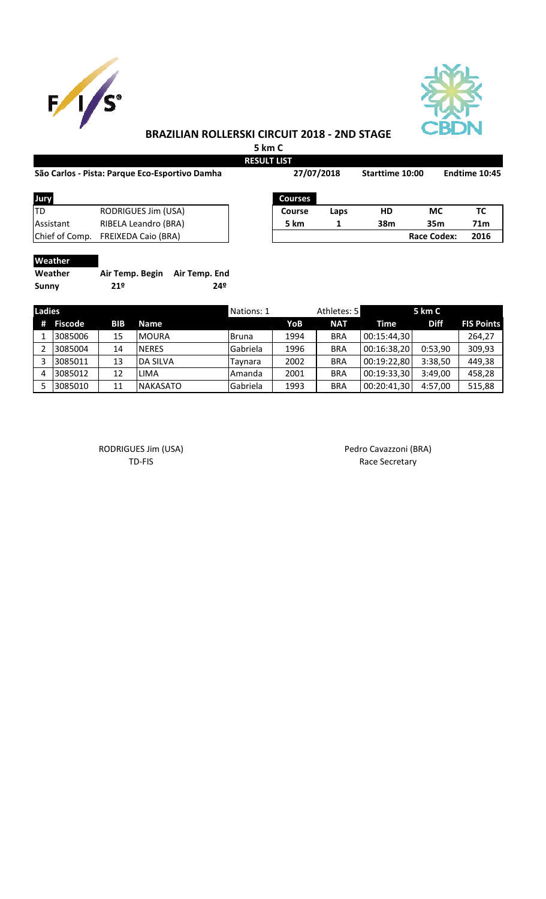# BRAZILIAN ROLLERSKI CIRCUIT 2018 - 2ND STAGE

**5 km C**

**RESULT LIST**

**São Carlos - Pista: Parque Eco-Esportivo Damha** | **27/07/2018** | **Starttime 10:00** | **Endtime 10:45**

| Jury | |
|---|---|
| TD | RODRIGUES Jim (USA) |
| Assistant | RIBELA Leandro (BRA) |
| Chief of Comp. | FREIXEDA Caio (BRA) |

| Courses | | | | |
|---|---|---|---|---|
| **Course** | **Laps** | **HD** | **MC** | **TC** |
| **5 km** | **1** | **38m** | **35m** | **71m** |
| | | | **Race Codex:** | **2016** |

**Weather**

| Weather | Air Temp. Begin | Air Temp. End |
|---|---|---|
| Sunny | 21º | 24º |

**Ladies** — Nations: 1 — Athletes: 5 — 5 km C

| # | Fiscode | BIB | Name | | YoB | NAT | Time | Diff | FIS Points |
|---|---|---|---|---|---|---|---|---|---|
| 1 | 3085006 | 15 | MOURA | Bruna | 1994 | BRA | 00:15:44,30 | | 264,27 |
| 2 | 3085004 | 14 | NERES | Gabriela | 1996 | BRA | 00:16:38,20 | 0:53,90 | 309,93 |
| 3 | 3085011 | 13 | DA SILVA | Taynara | 2002 | BRA | 00:19:22,80 | 3:38,50 | 449,38 |
| 4 | 3085012 | 12 | LIMA | Amanda | 2001 | BRA | 00:19:33,30 | 3:49,00 | 458,28 |
| 5 | 3085010 | 11 | NAKASATO | Gabriela | 1993 | BRA | 00:20:41,30 | 4:57,00 | 515,88 |

RODRIGUES Jim (USA)
TD-FIS

Pedro Cavazzoni (BRA)
Race Secretary